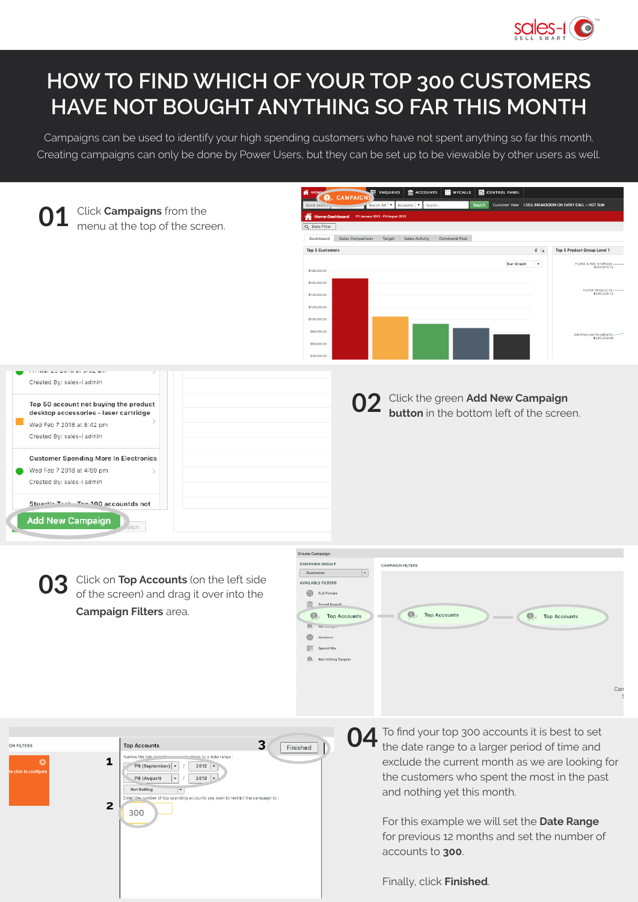# HOW TO FIND WHICH OF YOUR TOP 300 CUSTOMERS HAVE NOT BOUGHT ANYTHING SO FAR THIS MONTH

Campaigns can be used to identify your high spending customers who have not spent anything so far this month. Creating campaigns can only be done by Power Users, but they can be set up to be viewable by other users as well.

**01** Click **Campaigns** from the menu at the top of the screen.

**02** Click the green **Add New Campaign button** in the bottom left of the screen.

**03** Click on **Top Accounts** (on the left side of the screen) and drag it over into the **Campaign Filters** area.

**04** To find your top 300 accounts it is best to set the date range to a larger period of time and exclude the current month as we are looking for the customers who spent the most in the past and nothing yet this month.

For this example we will set the **Date Range** for previous 12 months and set the number of accounts to **300**.

Finally, click **Finished**.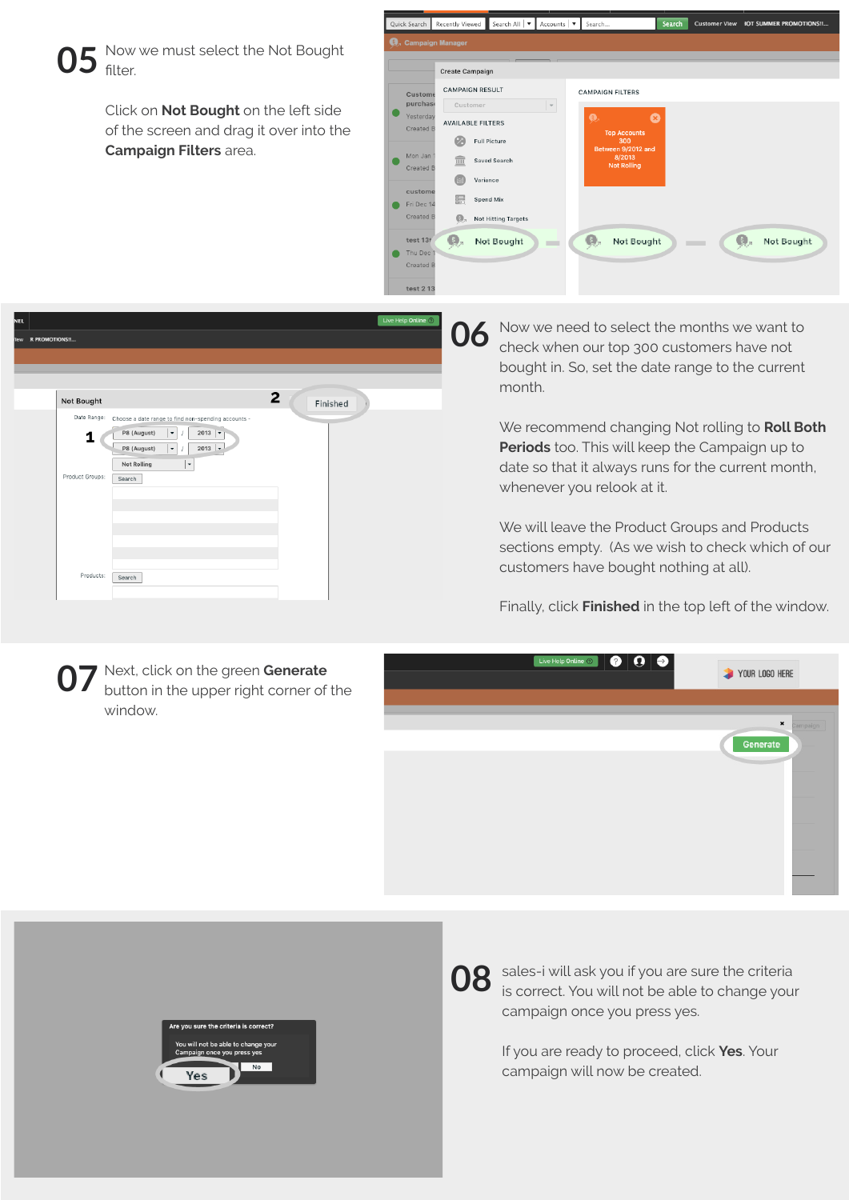## 05

Now we must select the Not Bought filter.

Click on **Not Bought** on the left side of the screen and drag it over into the **Campaign Filters** area.

## 06

Now we need to select the months we want to check when our top 300 customers have not bought in. So, set the date range to the current month.

We recommend changing Not rolling to **Roll Both Periods** too. This will keep the Campaign up to date so that it always runs for the current month, whenever you relook at it.

We will leave the Product Groups and Products sections empty. (As we wish to check which of our customers have bought nothing at all).

Finally, click **Finished** in the top left of the window.

## 07

Next, click on the green **Generate** button in the upper right corner of the window.

## 08

sales-i will ask you if you are sure the criteria is correct. You will not be able to change your campaign once you press yes.

If you are ready to proceed, click **Yes**. Your campaign will now be created.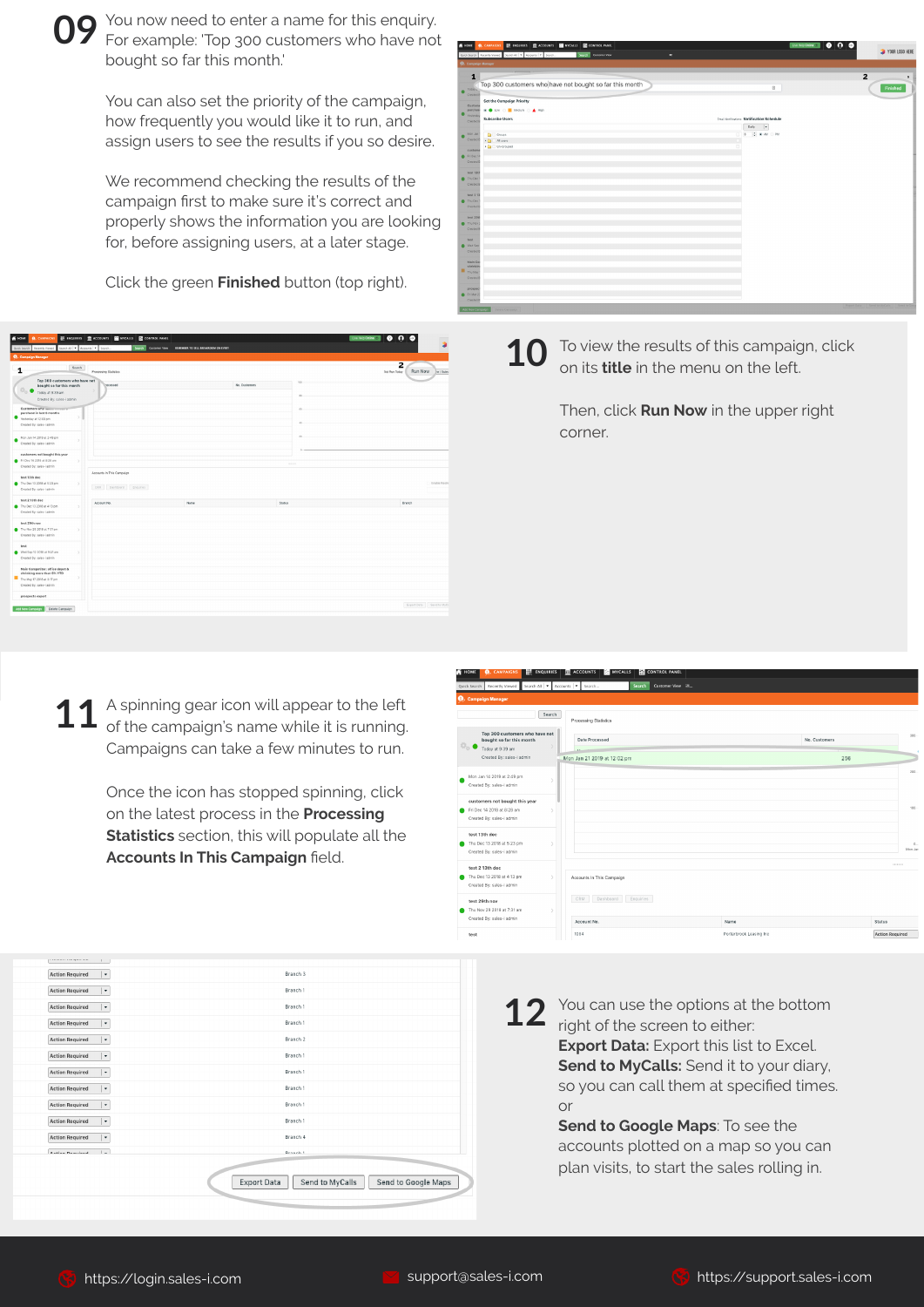**09** You now need to enter a name for this enquiry. For example: 'Top 300 customers who have not bought so far this month.'

You can also set the priority of the campaign, how frequently you would like it to run, and assign users to see the results if you so desire.

We recommend checking the results of the campaign first to make sure it's correct and properly shows the information you are looking for, before assigning users, at a later stage.

Click the green **Finished** button (top right).

**10** To view the results of this campaign, click on its **title** in the menu on the left.

Then, click **Run Now** in the upper right corner.

**11** A spinning gear icon will appear to the left of the campaign's name while it is running. Campaigns can take a few minutes to run.

Once the icon has stopped spinning, click on the latest process in the **Processing Statistics** section, this will populate all the **Accounts In This Campaign** field.

**12** You can use the options at the bottom right of the screen to either:
**Export Data:** Export this list to Excel.
**Send to MyCalls:** Send it to your diary, so you can call them at specified times.
or
**Send to Google Maps**: To see the accounts plotted on a map so you can plan visits, to start the sales rolling in.

https://login.sales-i.com support@sales-i.com https://support.sales-i.com